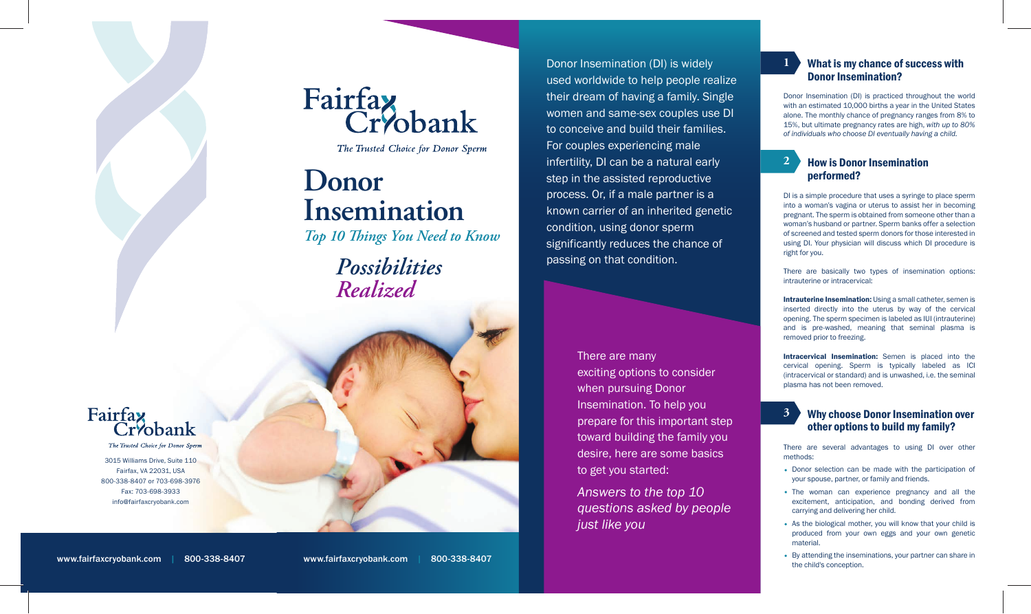Fairfax Cryobank

*The Trusted Choice for Donor Sperm*

3015 Williams Drive, Suite 110
Fairfax, VA 22031, USA
800-338-8407 or 703-698-3976
Fax: 703-698-3933
info@fairfaxcryobank.com

www.fairfaxcryobank.com | 800-338-8407

Fairfax Cryobank

*The Trusted Choice for Donor Sperm*

# Donor Insemination

*Top 10 Things You Need to Know*

*Possibilities Realized*

www.fairfaxcryobank.com | 800-338-8407

Donor Insemination (DI) is widely used worldwide to help people realize their dream of having a family. Single women and same-sex couples use DI to conceive and build their families. For couples experiencing male infertility, DI can be a natural early step in the assisted reproductive process. Or, if a male partner is a known carrier of an inherited genetic condition, using donor sperm significantly reduces the chance of passing on that condition.

There are many exciting options to consider when pursuing Donor Insemination. To help you prepare for this important step toward building the family you desire, here are some basics to get you started:

*Answers to the top 10 questions asked by people just like you*

## 1 What is my chance of success with Donor Insemination?

Donor Insemination (DI) is practiced throughout the world with an estimated 10,000 births a year in the United States alone. The monthly chance of pregnancy ranges from 8% to 15%, but ultimate pregnancy rates are high, *with up to 80% of individuals who choose DI eventually having a child.*

## 2 How is Donor Insemination performed?

DI is a simple procedure that uses a syringe to place sperm into a woman's vagina or uterus to assist her in becoming pregnant. The sperm is obtained from someone other than a woman's husband or partner. Sperm banks offer a selection of screened and tested sperm donors for those interested in using DI. Your physician will discuss which DI procedure is right for you.

There are basically two types of insemination options: intrauterine or intracervical:

**Intrauterine Insemination:** Using a small catheter, semen is inserted directly into the uterus by way of the cervical opening. The sperm specimen is labeled as IUI (intrauterine) and is pre-washed, meaning that seminal plasma is removed prior to freezing.

**Intracervical Insemination:** Semen is placed into the cervical opening. Sperm is typically labeled as ICI (intracervical or standard) and is unwashed, i.e. the seminal plasma has not been removed.

## 3 Why choose Donor Insemination over other options to build my family?

There are several advantages to using DI over other methods:

- Donor selection can be made with the participation of your spouse, partner, or family and friends.
- The woman can experience pregnancy and all the excitement, anticipation, and bonding derived from carrying and delivering her child.
- As the biological mother, you will know that your child is produced from your own eggs and your own genetic material.
- By attending the inseminations, your partner can share in the child's conception.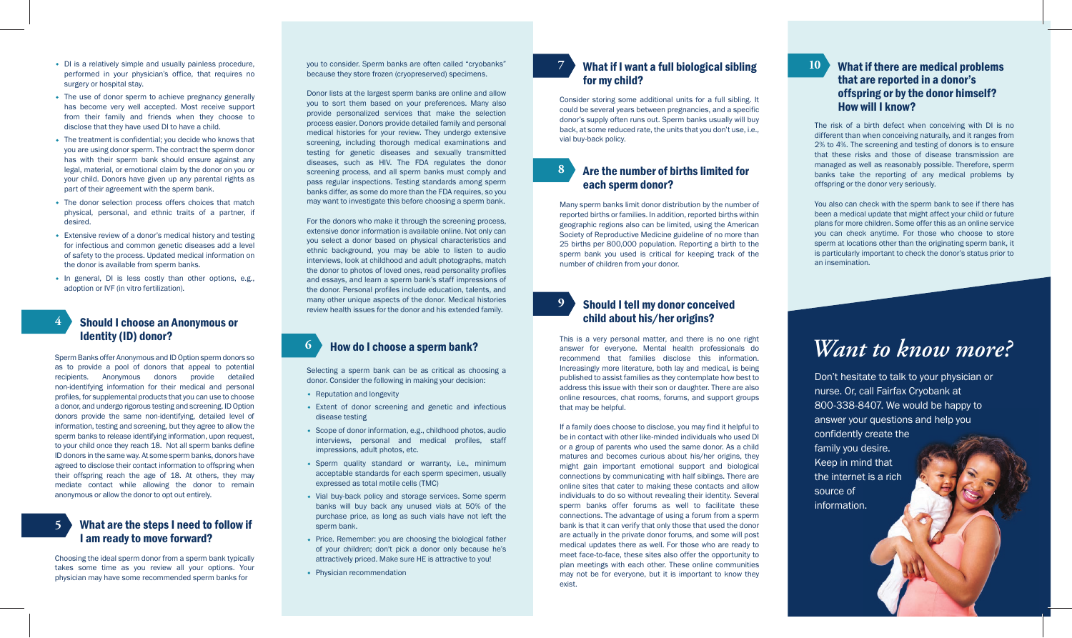- DI is a relatively simple and usually painless procedure, performed in your physician's office, that requires no surgery or hospital stay.
- The use of donor sperm to achieve pregnancy generally has become very well accepted. Most receive support from their family and friends when they choose to disclose that they have used DI to have a child.
- The treatment is confidential; you decide who knows that you are using donor sperm. The contract the sperm donor has with their sperm bank should ensure against any legal, material, or emotional claim by the donor on you or your child. Donors have given up any parental rights as part of their agreement with the sperm bank.
- The donor selection process offers choices that match physical, personal, and ethnic traits of a partner, if desired.
- Extensive review of a donor's medical history and testing for infectious and common genetic diseases add a level of safety to the process. Updated medical information on the donor is available from sperm banks.
- In general, DI is less costly than other options, e.g., adoption or IVF (in vitro fertilization).

## 4 Should I choose an Anonymous or Identity (ID) donor?

Sperm Banks offer Anonymous and ID Option sperm donors so as to provide a pool of donors that appeal to potential recipients. Anonymous donors provide detailed non-identifying information for their medical and personal profiles, for supplemental products that you can use to choose a donor, and undergo rigorous testing and screening. ID Option donors provide the same non-identifying, detailed level of information, testing and screening, but they agree to allow the sperm banks to release identifying information, upon request, to your child once they reach 18. Not all sperm banks define ID donors in the same way. At some sperm banks, donors have agreed to disclose their contact information to offspring when their offspring reach the age of 18. At others, they may mediate contact while allowing the donor to remain anonymous or allow the donor to opt out entirely.

## 5 What are the steps I need to follow if I am ready to move forward?

Choosing the ideal sperm donor from a sperm bank typically takes some time as you review all your options. Your physician may have some recommended sperm banks for you to consider. Sperm banks are often called "cryobanks" because they store frozen (cryopreserved) specimens.

Donor lists at the largest sperm banks are online and allow you to sort them based on your preferences. Many also provide personalized services that make the selection process easier. Donors provide detailed family and personal medical histories for your review. They undergo extensive screening, including thorough medical examinations and testing for genetic diseases and sexually transmitted diseases, such as HIV. The FDA regulates the donor screening process, and all sperm banks must comply and pass regular inspections. Testing standards among sperm banks differ, as some do more than the FDA requires, so you may want to investigate this before choosing a sperm bank.

For the donors who make it through the screening process, extensive donor information is available online. Not only can you select a donor based on physical characteristics and ethnic background, you may be able to listen to audio interviews, look at childhood and adult photographs, match the donor to photos of loved ones, read personality profiles and essays, and learn a sperm bank's staff impressions of the donor. Personal profiles include education, talents, and many other unique aspects of the donor. Medical histories review health issues for the donor and his extended family.

## 6 How do I choose a sperm bank?

Selecting a sperm bank can be as critical as choosing a donor. Consider the following in making your decision:

- Reputation and longevity
- Extent of donor screening and genetic and infectious disease testing
- Scope of donor information, e.g., childhood photos, audio interviews, personal and medical profiles, staff impressions, adult photos, etc.
- Sperm quality standard or warranty, i.e., minimum acceptable standards for each sperm specimen, usually expressed as total motile cells (TMC)
- Vial buy-back policy and storage services. Some sperm banks will buy back any unused vials at 50% of the purchase price, as long as such vials have not left the sperm bank.
- Price. Remember: you are choosing the biological father of your children; don't pick a donor only because he's attractively priced. Make sure HE is attractive to you!
- Physician recommendation

## 7 What if I want a full biological sibling for my child?

Consider storing some additional units for a full sibling. It could be several years between pregnancies, and a specific donor's supply often runs out. Sperm banks usually will buy back, at some reduced rate, the units that you don't use, i.e., vial buy-back policy.

## 8 Are the number of births limited for each sperm donor?

Many sperm banks limit donor distribution by the number of reported births or families. In addition, reported births within geographic regions also can be limited, using the American Society of Reproductive Medicine guideline of no more than 25 births per 800,000 population. Reporting a birth to the sperm bank you used is critical for keeping track of the number of children from your donor.

## 9 Should I tell my donor conceived child about his/her origins?

This is a very personal matter, and there is no one right answer for everyone. Mental health professionals do recommend that families disclose this information. Increasingly more literature, both lay and medical, is being published to assist families as they contemplate how best to address this issue with their son or daughter. There are also online resources, chat rooms, forums, and support groups that may be helpful.

If a family does choose to disclose, you may find it helpful to be in contact with other like-minded individuals who used DI or a group of parents who used the same donor. As a child matures and becomes curious about his/her origins, they might gain important emotional support and biological connections by communicating with half siblings. There are online sites that cater to making these contacts and allow individuals to do so without revealing their identity. Several sperm banks offer forums as well to facilitate these connections. The advantage of using a forum from a sperm bank is that it can verify that only those that used the donor are actually in the private donor forums, and some will post medical updates there as well. For those who are ready to meet face-to-face, these sites also offer the opportunity to plan meetings with each other. These online communities may not be for everyone, but it is important to know they exist.

## 10 What if there are medical problems that are reported in a donor's offspring or by the donor himself? How will I know?

The risk of a birth defect when conceiving with DI is no different than when conceiving naturally, and it ranges from 2% to 4%. The screening and testing of donors is to ensure that these risks and those of disease transmission are managed as well as reasonably possible. Therefore, sperm banks take the reporting of any medical problems by offspring or the donor very seriously.

You also can check with the sperm bank to see if there has been a medical update that might affect your child or future plans for more children. Some offer this as an online service you can check anytime. For those who choose to store sperm at locations other than the originating sperm bank, it is particularly important to check the donor's status prior to an insemination.

## *Want to know more?*

Don't hesitate to talk to your physician or nurse. Or, call Fairfax Cryobank at 800-338-8407. We would be happy to answer your questions and help you confidently create the family you desire. Keep in mind that the internet is a rich source of information.